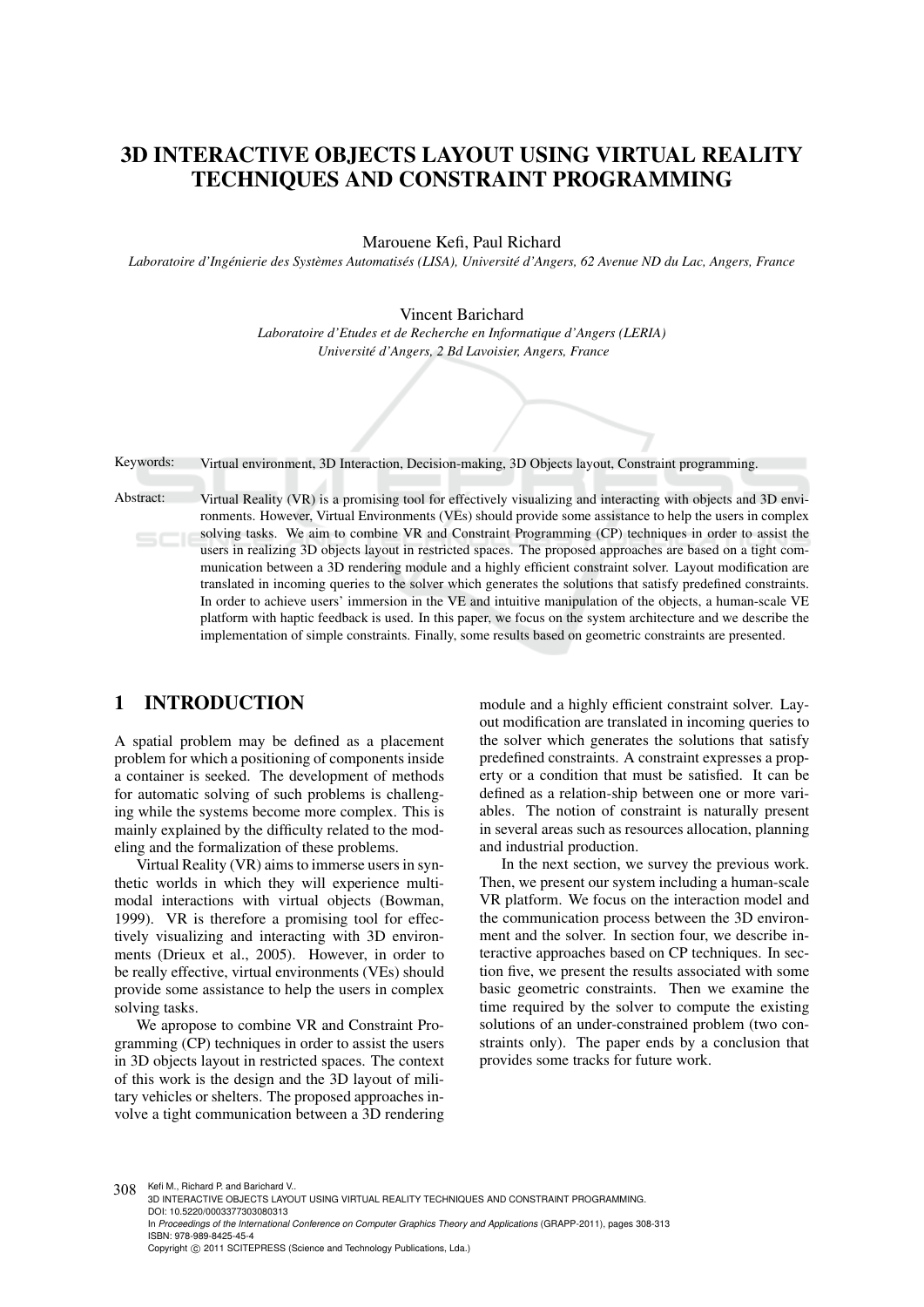# 3D INTERACTIVE OBJECTS LAYOUT USING VIRTUAL REALITY TECHNIQUES AND CONSTRAINT PROGRAMMING

Marouene Kefi, Paul Richard

*Laboratoire d'Ingénierie des Systèmes Automatisés (LISA), Université d'Angers, 62 Avenue ND du Lac, Angers, France*

Vincent Barichard

*Laboratoire d'Etudes et de Recherche en Informatique d'Angers (LERIA)*
*Université d'Angers, 2 Bd Lavoisier, Angers, France*

Keywords: Virtual environment, 3D Interaction, Decision-making, 3D Objects layout, Constraint programming.

Abstract: Virtual Reality (VR) is a promising tool for effectively visualizing and interacting with objects and 3D environments. However, Virtual Environments (VEs) should provide some assistance to help the users in complex solving tasks. We aim to combine VR and Constraint Programming (CP) techniques in order to assist the users in realizing 3D objects layout in restricted spaces. The proposed approaches are based on a tight communication between a 3D rendering module and a highly efficient constraint solver. Layout modification are translated in incoming queries to the solver which generates the solutions that satisfy predefined constraints. In order to achieve users' immersion in the VE and intuitive manipulation of the objects, a human-scale VE platform with haptic feedback is used. In this paper, we focus on the system architecture and we describe the implementation of simple constraints. Finally, some results based on geometric constraints are presented.

## 1 INTRODUCTION

A spatial problem may be defined as a placement problem for which a positioning of components inside a container is seeked. The development of methods for automatic solving of such problems is challenging while the systems become more complex. This is mainly explained by the difficulty related to the modeling and the formalization of these problems.

Virtual Reality (VR) aims to immerse users in synthetic worlds in which they will experience multimodal interactions with virtual objects (Bowman, 1999). VR is therefore a promising tool for effectively visualizing and interacting with 3D environments (Drieux et al., 2005). However, in order to be really effective, virtual environments (VEs) should provide some assistance to help the users in complex solving tasks.

We apropose to combine VR and Constraint Programming (CP) techniques in order to assist the users in 3D objects layout in restricted spaces. The context of this work is the design and the 3D layout of military vehicles or shelters. The proposed approaches involve a tight communication between a 3D rendering module and a highly efficient constraint solver. Layout modification are translated in incoming queries to the solver which generates the solutions that satisfy predefined constraints. A constraint expresses a property or a condition that must be satisfied. It can be defined as a relation-ship between one or more variables. The notion of constraint is naturally present in several areas such as resources allocation, planning and industrial production.

In the next section, we survey the previous work. Then, we present our system including a human-scale VR platform. We focus on the interaction model and the communication process between the 3D environment and the solver. In section four, we describe interactive approaches based on CP techniques. In section five, we present the results associated with some basic geometric constraints. Then we examine the time required by the solver to compute the existing solutions of an under-constrained problem (two constraints only). The paper ends by a conclusion that provides some tracks for future work.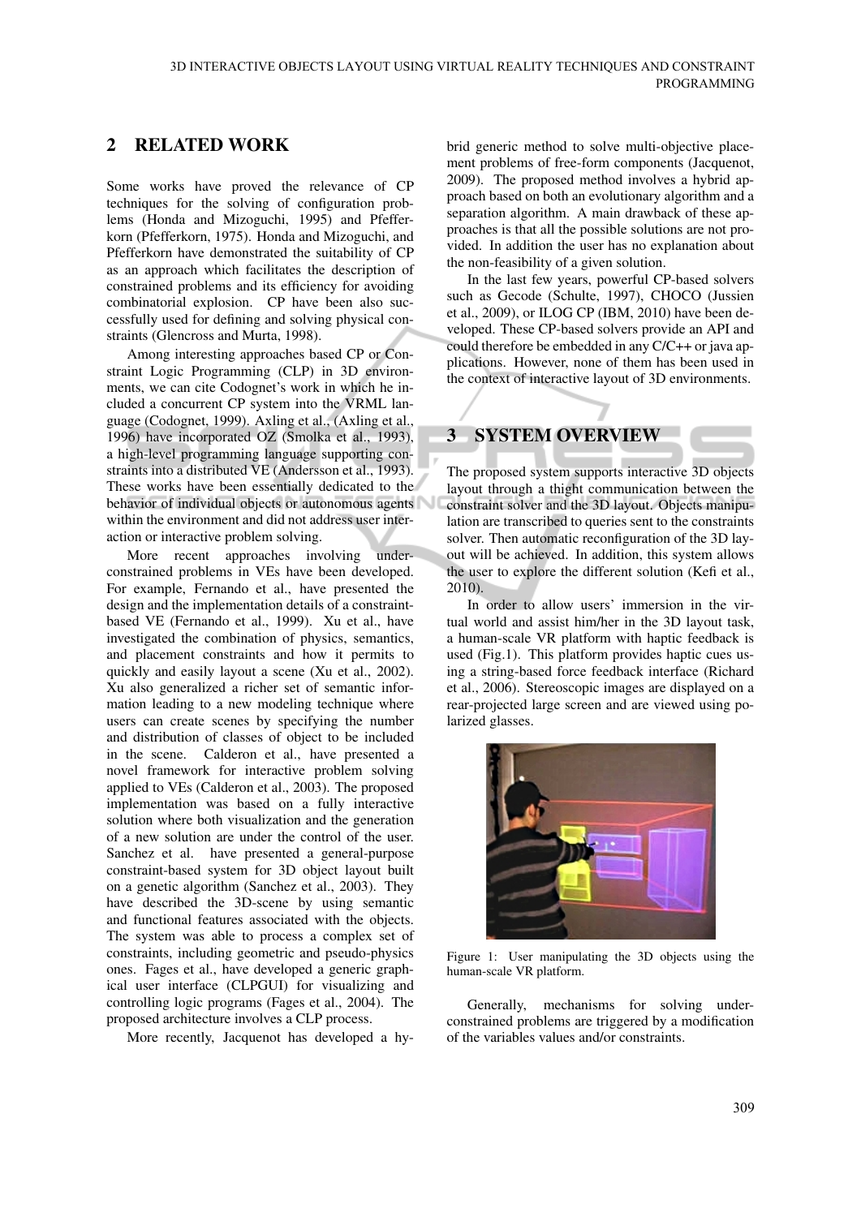## 2 RELATED WORK

Some works have proved the relevance of CP techniques for the solving of configuration problems (Honda and Mizoguchi, 1995) and Pfefferkorn (Pfefferkorn, 1975). Honda and Mizoguchi, and Pfefferkorn have demonstrated the suitability of CP as an approach which facilitates the description of constrained problems and its efficiency for avoiding combinatorial explosion. CP have been also successfully used for defining and solving physical constraints (Glencross and Murta, 1998).

Among interesting approaches based CP or Constraint Logic Programming (CLP) in 3D environments, we can cite Codognet's work in which he included a concurrent CP system into the VRML language (Codognet, 1999). Axling et al., (Axling et al., 1996) have incorporated OZ (Smolka et al., 1993), a high-level programming language supporting constraints into a distributed VE (Andersson et al., 1993). These works have been essentially dedicated to the behavior of individual objects or autonomous agents within the environment and did not address user interaction or interactive problem solving.

More recent approaches involving under-constrained problems in VEs have been developed. For example, Fernando et al., have presented the design and the implementation details of a constraint-based VE (Fernando et al., 1999). Xu et al., have investigated the combination of physics, semantics, and placement constraints and how it permits to quickly and easily layout a scene (Xu et al., 2002). Xu also generalized a richer set of semantic information leading to a new modeling technique where users can create scenes by specifying the number and distribution of classes of object to be included in the scene. Calderon et al., have presented a novel framework for interactive problem solving applied to VEs (Calderon et al., 2003). The proposed implementation was based on a fully interactive solution where both visualization and the generation of a new solution are under the control of the user. Sanchez et al. have presented a general-purpose constraint-based system for 3D object layout built on a genetic algorithm (Sanchez et al., 2003). They have described the 3D-scene by using semantic and functional features associated with the objects. The system was able to process a complex set of constraints, including geometric and pseudo-physics ones. Fages et al., have developed a generic graphical user interface (CLPGUI) for visualizing and controlling logic programs (Fages et al., 2004). The proposed architecture involves a CLP process.

More recently, Jacquenot has developed a hybrid generic method to solve multi-objective placement problems of free-form components (Jacquenot, 2009). The proposed method involves a hybrid approach based on both an evolutionary algorithm and a separation algorithm. A main drawback of these approaches is that all the possible solutions are not provided. In addition the user has no explanation about the non-feasibility of a given solution.

In the last few years, powerful CP-based solvers such as Gecode (Schulte, 1997), CHOCO (Jussien et al., 2009), or ILOG CP (IBM, 2010) have been developed. These CP-based solvers provide an API and could therefore be embedded in any C/C++ or java applications. However, none of them has been used in the context of interactive layout of 3D environments.

## 3 SYSTEM OVERVIEW

The proposed system supports interactive 3D objects layout through a thight communication between the constraint solver and the 3D layout. Objects manipulation are transcribed to queries sent to the constraints solver. Then automatic reconfiguration of the 3D layout will be achieved. In addition, this system allows the user to explore the different solution (Kefi et al., 2010).

In order to allow users' immersion in the virtual world and assist him/her in the 3D layout task, a human-scale VR platform with haptic feedback is used (Fig.1). This platform provides haptic cues using a string-based force feedback interface (Richard et al., 2006). Stereoscopic images are displayed on a rear-projected large screen and are viewed using polarized glasses.

Figure 1: User manipulating the 3D objects using the human-scale VR platform.

Generally, mechanisms for solving under-constrained problems are triggered by a modification of the variables values and/or constraints.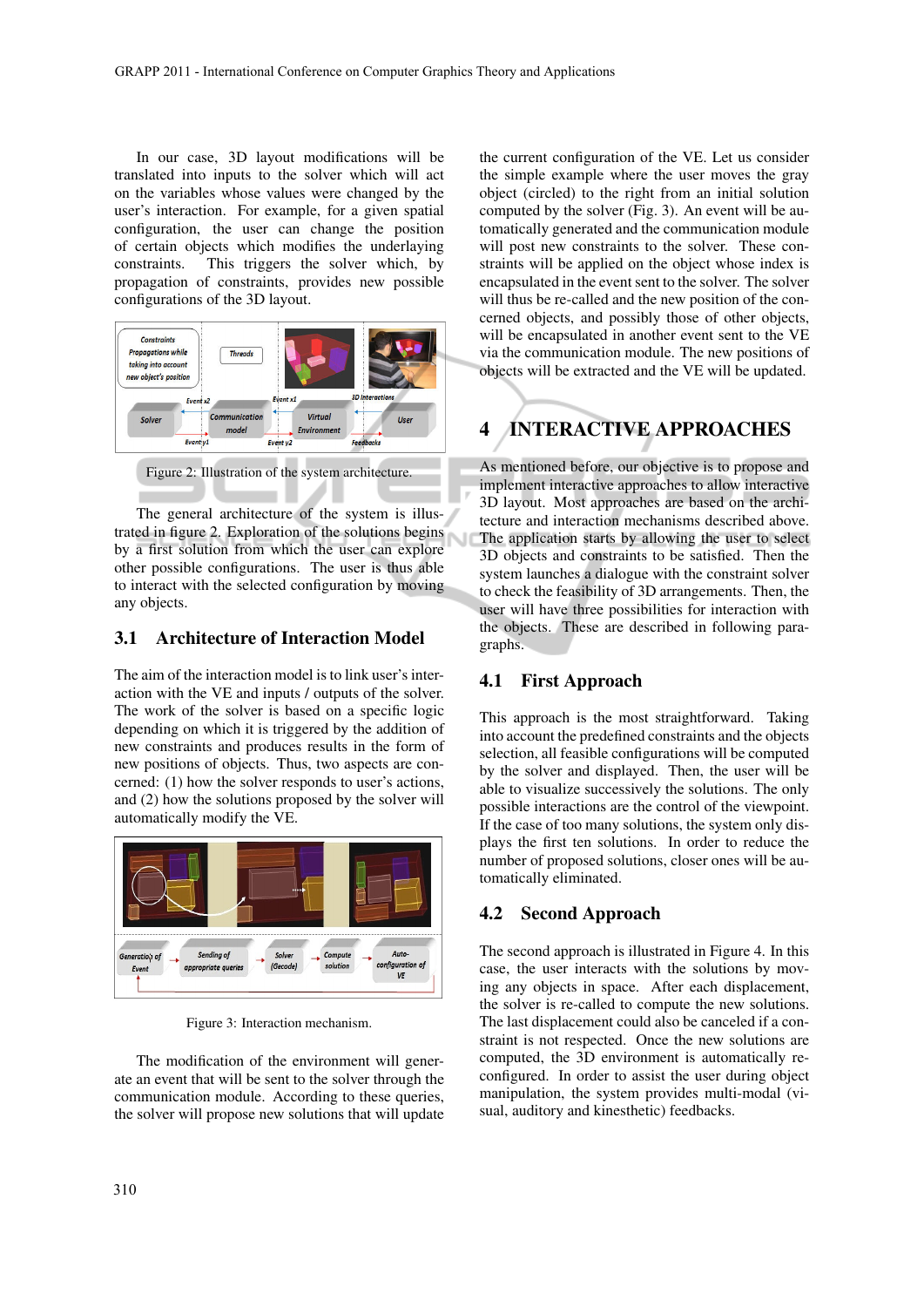In our case, 3D layout modifications will be translated into inputs to the solver which will act on the variables whose values were changed by the user's interaction. For example, for a given spatial configuration, the user can change the position of certain objects which modifies the underlaying constraints. This triggers the solver which, by propagation of constraints, provides new possible configurations of the 3D layout.

Figure 2: Illustration of the system architecture.

The general architecture of the system is illustrated in figure 2. Exploration of the solutions begins by a first solution from which the user can explore other possible configurations. The user is thus able to interact with the selected configuration by moving any objects.

### 3.1 Architecture of Interaction Model

The aim of the interaction model is to link user's interaction with the VE and inputs / outputs of the solver. The work of the solver is based on a specific logic depending on which it is triggered by the addition of new constraints and produces results in the form of new positions of objects. Thus, two aspects are concerned: (1) how the solver responds to user's actions, and (2) how the solutions proposed by the solver will automatically modify the VE.

Figure 3: Interaction mechanism.

The modification of the environment will generate an event that will be sent to the solver through the communication module. According to these queries, the solver will propose new solutions that will update the current configuration of the VE. Let us consider the simple example where the user moves the gray object (circled) to the right from an initial solution computed by the solver (Fig. 3). An event will be automatically generated and the communication module will post new constraints to the solver. These constraints will be applied on the object whose index is encapsulated in the event sent to the solver. The solver will thus be re-called and the new position of the concerned objects, and possibly those of other objects, will be encapsulated in another event sent to the VE via the communication module. The new positions of objects will be extracted and the VE will be updated.

## 4 INTERACTIVE APPROACHES

As mentioned before, our objective is to propose and implement interactive approaches to allow interactive 3D layout. Most approaches are based on the architecture and interaction mechanisms described above. The application starts by allowing the user to select 3D objects and constraints to be satisfied. Then the system launches a dialogue with the constraint solver to check the feasibility of 3D arrangements. Then, the user will have three possibilities for interaction with the objects. These are described in following paragraphs.

### 4.1 First Approach

This approach is the most straightforward. Taking into account the predefined constraints and the objects selection, all feasible configurations will be computed by the solver and displayed. Then, the user will be able to visualize successively the solutions. The only possible interactions are the control of the viewpoint. If the case of too many solutions, the system only displays the first ten solutions. In order to reduce the number of proposed solutions, closer ones will be automatically eliminated.

### 4.2 Second Approach

The second approach is illustrated in Figure 4. In this case, the user interacts with the solutions by moving any objects in space. After each displacement, the solver is re-called to compute the new solutions. The last displacement could also be canceled if a constraint is not respected. Once the new solutions are computed, the 3D environment is automatically reconfigured. In order to assist the user during object manipulation, the system provides multi-modal (visual, auditory and kinesthetic) feedbacks.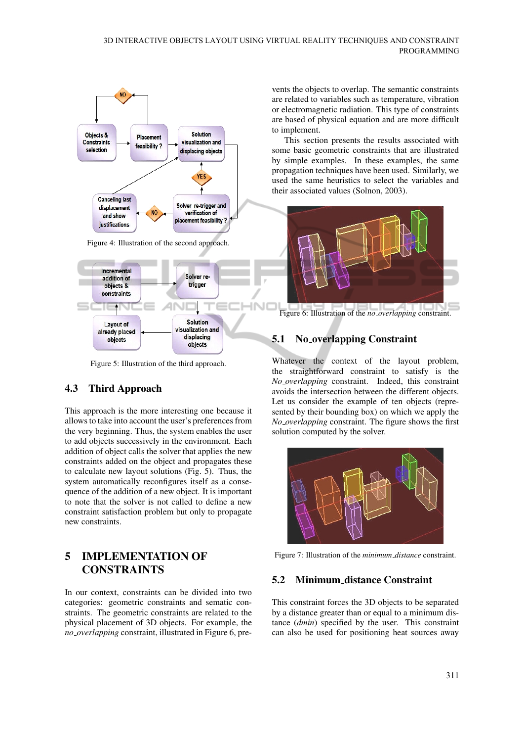Figure 4: Illustration of the second approach.

Figure 5: Illustration of the third approach.

### 4.3 Third Approach

This approach is the more interesting one because it allows to take into account the user's preferences from the very beginning. Thus, the system enables the user to add objects successively in the environment. Each addition of object calls the solver that applies the new constraints added on the object and propagates these to calculate new layout solutions (Fig. 5). Thus, the system automatically reconfigures itself as a consequence of the addition of a new object. It is important to note that the solver is not called to define a new constraint satisfaction problem but only to propagate new constraints.

## 5 IMPLEMENTATION OF CONSTRAINTS

In our context, constraints can be divided into two categories: geometric constraints and sematic constraints. The geometric constraints are related to the physical placement of 3D objects. For example, the *no_overlapping* constraint, illustrated in Figure 6, prevents the objects to overlap. The semantic constraints are related to variables such as temperature, vibration or electromagnetic radiation. This type of constraints are based of physical equation and are more difficult to implement.

This section presents the results associated with some basic geometric constraints that are illustrated by simple examples. In these examples, the same propagation techniques have been used. Similarly, we used the same heuristics to select the variables and their associated values (Solnon, 2003).

Figure 6: Illustration of the *no_overlapping* constraint.

### 5.1 No_overlapping Constraint

Whatever the context of the layout problem, the straightforward constraint to satisfy is the *No_overlapping* constraint. Indeed, this constraint avoids the intersection between the different objects. Let us consider the example of ten objects (represented by their bounding box) on which we apply the *No_overlapping* constraint. The figure shows the first solution computed by the solver.

Figure 7: Illustration of the *minimum_distance* constraint.

### 5.2 Minimum_distance Constraint

This constraint forces the 3D objects to be separated by a distance greater than or equal to a minimum distance (*dmin*) specified by the user. This constraint can also be used for positioning heat sources away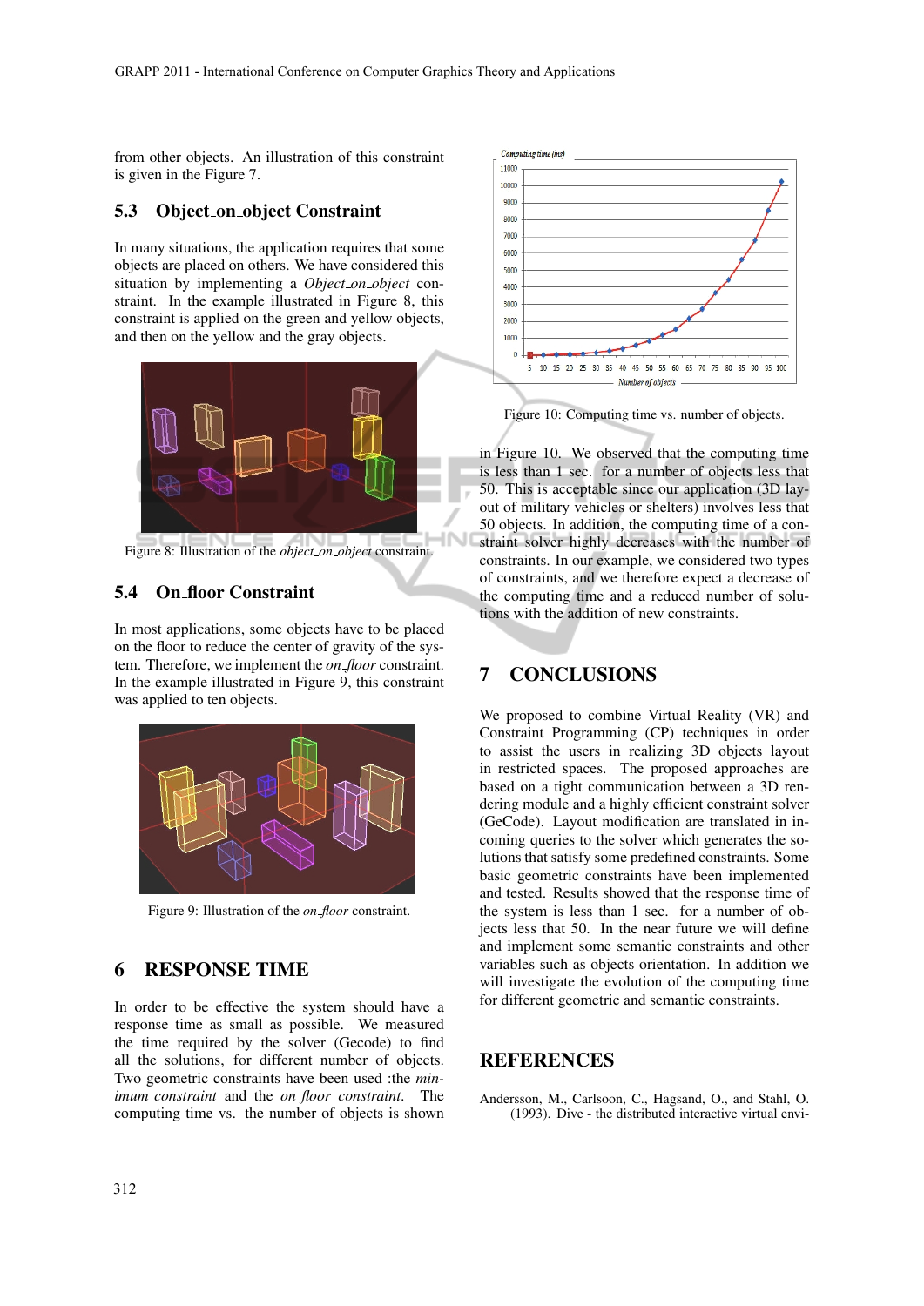from other objects. An illustration of this constraint is given in the Figure 7.

### 5.3 Object_on_object Constraint

In many situations, the application requires that some objects are placed on others. We have considered this situation by implementing a *Object_on_object* constraint. In the example illustrated in Figure 8, this constraint is applied on the green and yellow objects, and then on the yellow and the gray objects.

Figure 8: Illustration of the *object_on_object* constraint.

### 5.4 On_floor Constraint

In most applications, some objects have to be placed on the floor to reduce the center of gravity of the system. Therefore, we implement the *on_floor* constraint. In the example illustrated in Figure 9, this constraint was applied to ten objects.

Figure 9: Illustration of the *on_floor* constraint.

## 6 RESPONSE TIME

In order to be effective the system should have a response time as small as possible. We measured the time required by the solver (Gecode) to find all the solutions, for different number of objects. Two geometric constraints have been used :the *minimum_constraint* and the *on_floor constraint*. The computing time vs. the number of objects is shown in Figure 10. We observed that the computing time is less than 1 sec. for a number of objects less that 50. This is acceptable since our application (3D layout of military vehicles or shelters) involves less that 50 objects. In addition, the computing time of a constraint solver highly decreases with the number of constraints. In our example, we considered two types of constraints, and we therefore expect a decrease of the computing time and a reduced number of solutions with the addition of new constraints.

Figure 10: Computing time vs. number of objects.

## 7 CONCLUSIONS

We proposed to combine Virtual Reality (VR) and Constraint Programming (CP) techniques in order to assist the users in realizing 3D objects layout in restricted spaces. The proposed approaches are based on a tight communication between a 3D rendering module and a highly efficient constraint solver (GeCode). Layout modification are translated in incoming queries to the solver which generates the solutions that satisfy some predefined constraints. Some basic geometric constraints have been implemented and tested. Results showed that the response time of the system is less than 1 sec. for a number of objects less that 50. In the near future we will define and implement some semantic constraints and other variables such as objects orientation. In addition we will investigate the evolution of the computing time for different geometric and semantic constraints.

## REFERENCES

Andersson, M., Carlsoon, C., Hagsand, O., and Stahl, O. (1993). Dive - the distributed interactive virtual envi-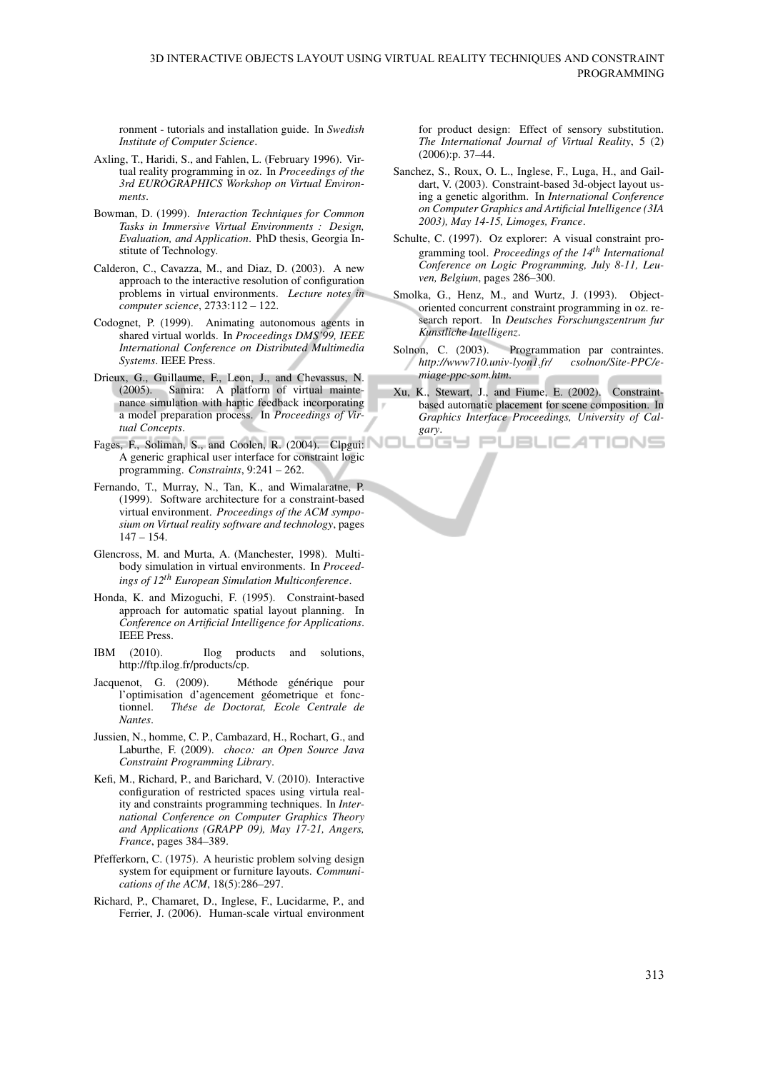ronment - tutorials and installation guide. In *Swedish Institute of Computer Science*.

Axling, T., Haridi, S., and Fahlen, L. (February 1996). Virtual reality programming in oz. In *Proceedings of the 3rd EUROGRAPHICS Workshop on Virtual Environments*.

Bowman, D. (1999). *Interaction Techniques for Common Tasks in Immersive Virtual Environments : Design, Evaluation, and Application*. PhD thesis, Georgia Institute of Technology.

Calderon, C., Cavazza, M., and Diaz, D. (2003). A new approach to the interactive resolution of configuration problems in virtual environments. *Lecture notes in computer science*, 2733:112 – 122.

Codognet, P. (1999). Animating autonomous agents in shared virtual worlds. In *Proceedings DMS'99, IEEE International Conference on Distributed Multimedia Systems*. IEEE Press.

Drieux, G., Guillaume, F., Leon, J., and Chevassus, N. (2005). Samira: A platform of virtual maintenance simulation with haptic feedback incorporating a model preparation process. In *Proceedings of Virtual Concepts*.

Fages, F., Soliman, S., and Coolen, R. (2004). Clpgui: A generic graphical user interface for constraint logic programming. *Constraints*, 9:241 – 262.

Fernando, T., Murray, N., Tan, K., and Wimalaratne, P. (1999). Software architecture for a constraint-based virtual environment. *Proceedings of the ACM symposium on Virtual reality software and technology*, pages 147 – 154.

Glencross, M. and Murta, A. (Manchester, 1998). Multibody simulation in virtual environments. In *Proceedings of 12th European Simulation Multiconference*.

Honda, K. and Mizoguchi, F. (1995). Constraint-based approach for automatic spatial layout planning. In *Conference on Artificial Intelligence for Applications*. IEEE Press.

IBM (2010). Ilog products and solutions, http://ftp.ilog.fr/products/cp.

Jacquenot, G. (2009). Méthode générique pour l'optimisation d'agencement géometrique et fonctionnel. *Thése de Doctorat, Ecole Centrale de Nantes*.

Jussien, N., homme, C. P., Cambazard, H., Rochart, G., and Laburthe, F. (2009). *choco: an Open Source Java Constraint Programming Library*.

Kefi, M., Richard, P., and Barichard, V. (2010). Interactive configuration of restricted spaces using virtula reality and constraints programming techniques. In *International Conference on Computer Graphics Theory and Applications (GRAPP 09), May 17-21, Angers, France*, pages 384–389.

Pfefferkorn, C. (1975). A heuristic problem solving design system for equipment or furniture layouts. *Communications of the ACM*, 18(5):286–297.

Richard, P., Chamaret, D., Inglese, F., Lucidarme, P., and Ferrier, J. (2006). Human-scale virtual environment for product design: Effect of sensory substitution. *The International Journal of Virtual Reality*, 5 (2) (2006):p. 37–44.

Sanchez, S., Roux, O. L., Inglese, F., Luga, H., and Gaildart, V. (2003). Constraint-based 3d-object layout using a genetic algorithm. In *International Conference on Computer Graphics and Artificial Intelligence (3IA 2003), May 14-15, Limoges, France*.

Schulte, C. (1997). Oz explorer: A visual constraint programming tool. *Proceedings of the 14th International Conference on Logic Programming, July 8-11, Leuven, Belgium*, pages 286–300.

Smolka, G., Henz, M., and Wurtz, J. (1993). Object-oriented concurrent constraint programming in oz. research report. In *Deutsches Forschungszentrum fur Kunstliche Intelligenz*.

Solnon, C. (2003). Programmation par contraintes. *http://www710.univ-lyon1.fr/ csolnon/Site-PPC/e-miage-ppc-som.htm*.

Xu, K., Stewart, J., and Fiume, E. (2002). Constraint-based automatic placement for scene composition. In *Graphics Interface Proceedings, University of Calgary*.